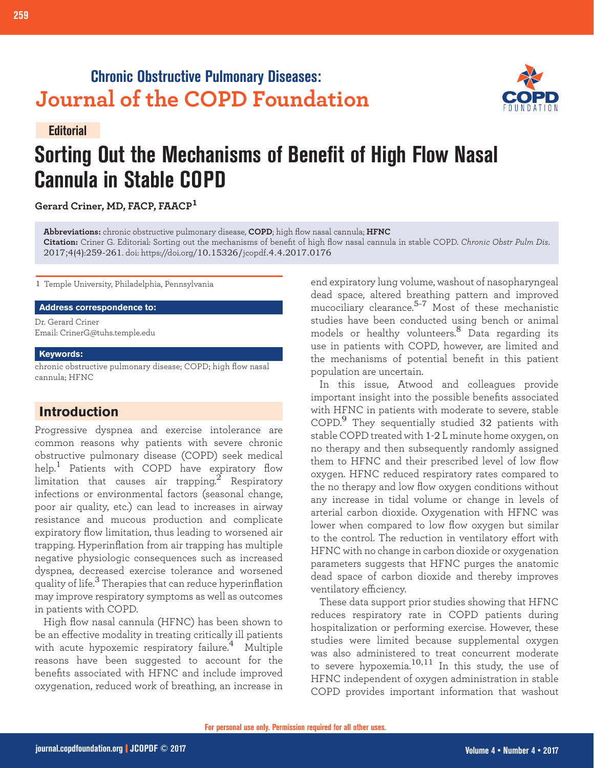## Chronic Obstructive Pulmonary Diseases: Journal of the COPD Foundation

**Editorial**

# Sorting Out the Mechanisms of Benefit of High Flow Nasal Cannula in Stable COPD

**Gerard Criner, MD, FACP, FAACP[1]**

**Abbreviations:** chronic obstructive pulmonary disease, **COPD**; high flow nasal cannula; **HFNC**
**Citation:** Criner G. Editorial: Sorting out the mechanisms of benefit of high flow nasal cannula in stable COPD. *Chronic Obstr Pulm Dis.* 2017;4(4):259-261. doi: https://doi.org/10.15326/jcopdf.4.4.2017.0176

1 Temple University, Philadelphia, Pennsylvania

**Address correspondence to:**
Dr. Gerard Criner
Email: CrinerG@tuhs.temple.edu

**Keywords:**
chronic obstructive pulmonary disease; COPD; high flow nasal cannula; HFNC

## Introduction

Progressive dyspnea and exercise intolerance are common reasons why patients with severe chronic obstructive pulmonary disease (COPD) seek medical help.[1] Patients with COPD have expiratory flow limitation that causes air trapping.[2] Respiratory infections or environmental factors (seasonal change, poor air quality, etc.) can lead to increases in airway resistance and mucous production and complicate expiratory flow limitation, thus leading to worsened air trapping. Hyperinflation from air trapping has multiple negative physiologic consequences such as increased dyspnea, decreased exercise tolerance and worsened quality of life.[3] Therapies that can reduce hyperinflation may improve respiratory symptoms as well as outcomes in patients with COPD.

High flow nasal cannula (HFNC) has been shown to be an effective modality in treating critically ill patients with acute hypoxemic respiratory failure.[4] Multiple reasons have been suggested to account for the benefits associated with HFNC and include improved oxygenation, reduced work of breathing, an increase in end expiratory lung volume, washout of nasopharyngeal dead space, altered breathing pattern and improved mucociliary clearance.[5-7] Most of these mechanistic studies have been conducted using bench or animal models or healthy volunteers.[8] Data regarding its use in patients with COPD, however, are limited and the mechanisms of potential benefit in this patient population are uncertain.

In this issue, Atwood and colleagues provide important insight into the possible benefits associated with HFNC in patients with moderate to severe, stable COPD.[9] They sequentially studied 32 patients with stable COPD treated with 1-2 L minute home oxygen, on no therapy and then subsequently randomly assigned them to HFNC and their prescribed level of low flow oxygen. HFNC reduced respiratory rates compared to the no therapy and low flow oxygen conditions without any increase in tidal volume or change in levels of arterial carbon dioxide. Oxygenation with HFNC was lower when compared to low flow oxygen but similar to the control. The reduction in ventilatory effort with HFNC with no change in carbon dioxide or oxygenation parameters suggests that HFNC purges the anatomic dead space of carbon dioxide and thereby improves ventilatory efficiency.

These data support prior studies showing that HFNC reduces respiratory rate in COPD patients during hospitalization or performing exercise. However, these studies were limited because supplemental oxygen was also administered to treat concurrent moderate to severe hypoxemia.[10,11] In this study, the use of HFNC independent of oxygen administration in stable COPD provides important information that washout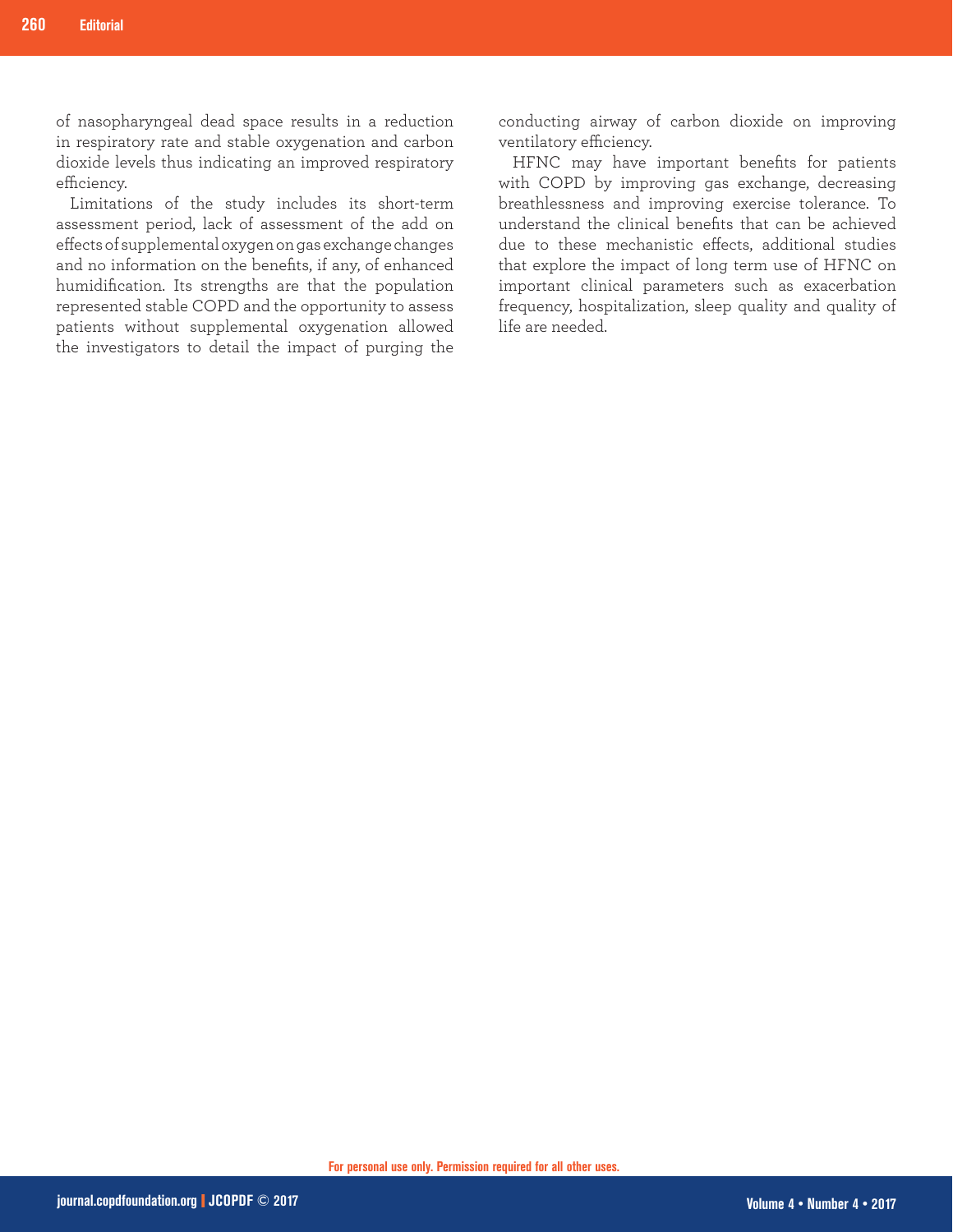of nasopharyngeal dead space results in a reduction in respiratory rate and stable oxygenation and carbon dioxide levels thus indicating an improved respiratory efficiency.

Limitations of the study includes its short-term assessment period, lack of assessment of the add on effects of supplemental oxygen on gas exchange changes and no information on the benefits, if any, of enhanced humidification. Its strengths are that the population represented stable COPD and the opportunity to assess patients without supplemental oxygenation allowed the investigators to detail the impact of purging the conducting airway of carbon dioxide on improving ventilatory efficiency.

HFNC may have important benefits for patients with COPD by improving gas exchange, decreasing breathlessness and improving exercise tolerance. To understand the clinical benefits that can be achieved due to these mechanistic effects, additional studies that explore the impact of long term use of HFNC on important clinical parameters such as exacerbation frequency, hospitalization, sleep quality and quality of life are needed.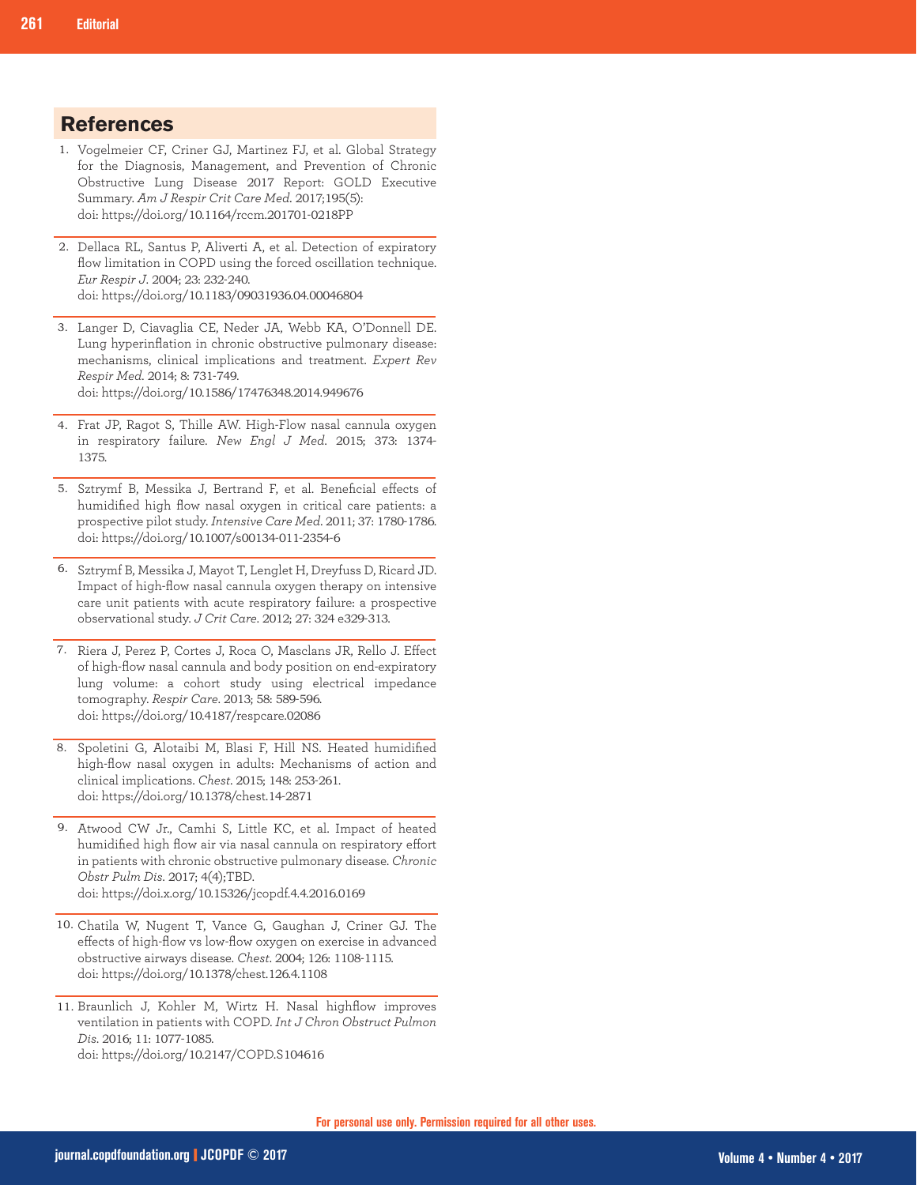## References

1. Vogelmeier CF, Criner GJ, Martinez FJ, et al. Global Strategy for the Diagnosis, Management, and Prevention of Chronic Obstructive Lung Disease 2017 Report: GOLD Executive Summary. *Am J Respir Crit Care Med.* 2017;195(5): doi: https://doi.org/10.1164/rccm.201701-0218PP

2. Dellaca RL, Santus P, Aliverti A, et al. Detection of expiratory flow limitation in COPD using the forced oscillation technique. *Eur Respir J.* 2004; 23: 232-240. doi: https://doi.org/10.1183/09031936.04.00046804

3. Langer D, Ciavaglia CE, Neder JA, Webb KA, O'Donnell DE. Lung hyperinflation in chronic obstructive pulmonary disease: mechanisms, clinical implications and treatment. *Expert Rev Respir Med.* 2014; 8: 731-749. doi: https://doi.org/10.1586/17476348.2014.949676

4. Frat JP, Ragot S, Thille AW. High-Flow nasal cannula oxygen in respiratory failure. *New Engl J Med.* 2015; 373: 1374-1375.

5. Sztrymf B, Messika J, Bertrand F, et al. Beneficial effects of humidified high flow nasal oxygen in critical care patients: a prospective pilot study. *Intensive Care Med.* 2011; 37: 1780-1786. doi: https://doi.org/10.1007/s00134-011-2354-6

6. Sztrymf B, Messika J, Mayot T, Lenglet H, Dreyfuss D, Ricard JD. Impact of high-flow nasal cannula oxygen therapy on intensive care unit patients with acute respiratory failure: a prospective observational study. *J Crit Care.* 2012; 27: 324 e329-313.

7. Riera J, Perez P, Cortes J, Roca O, Masclans JR, Rello J. Effect of high-flow nasal cannula and body position on end-expiratory lung volume: a cohort study using electrical impedance tomography. *Respir Care.* 2013; 58: 589-596. doi: https://doi.org/10.4187/respcare.02086

8. Spoletini G, Alotaibi M, Blasi F, Hill NS. Heated humidified high-flow nasal oxygen in adults: Mechanisms of action and clinical implications. *Chest.* 2015; 148: 253-261. doi: https://doi.org/10.1378/chest.14-2871

9. Atwood CW Jr., Camhi S, Little KC, et al. Impact of heated humidified high flow air via nasal cannula on respiratory effort in patients with chronic obstructive pulmonary disease. *Chronic Obstr Pulm Dis.* 2017; 4(4);TBD. doi: https://doi.x.org/10.15326/jcopdf.4.4.2016.0169

10. Chatila W, Nugent T, Vance G, Gaughan J, Criner GJ. The effects of high-flow vs low-flow oxygen on exercise in advanced obstructive airways disease. *Chest.* 2004; 126: 1108-1115. doi: https://doi.org/10.1378/chest.126.4.1108

11. Braunlich J, Kohler M, Wirtz H. Nasal highflow improves ventilation in patients with COPD. *Int J Chron Obstruct Pulmon Dis.* 2016; 11: 1077-1085. doi: https://doi.org/10.2147/COPD.S104616